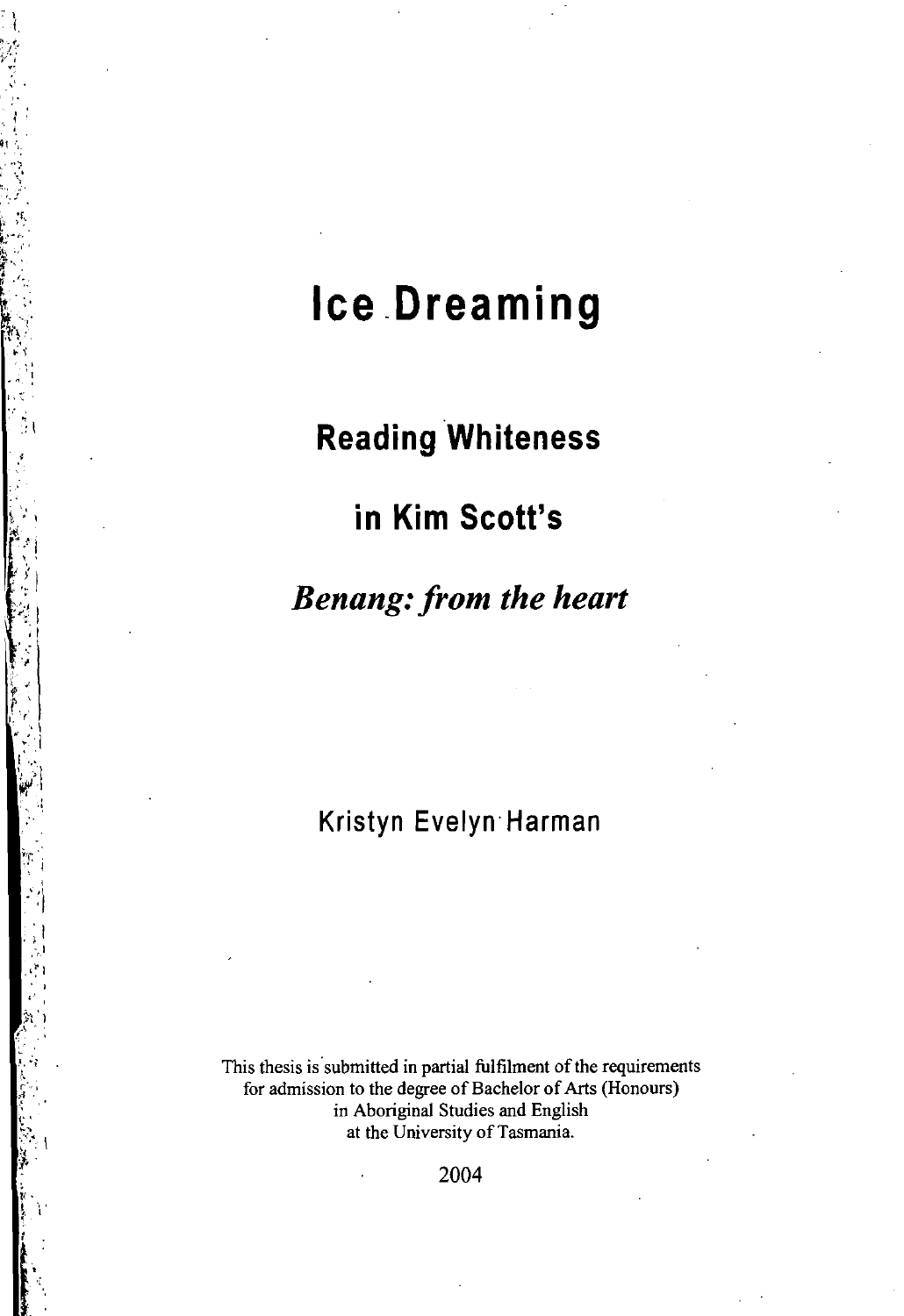# Ice Dreaming

## Reading Whiteness

## in Kim Scott's

## *Benang: from the heart*

Kristyn Evelyn Harman

This thesis is submitted in partial fulfilment of the requirements for admission to the degree of Bachelor of Arts (Honours) in Aboriginal Studies and English at the University of Tasmania.

2004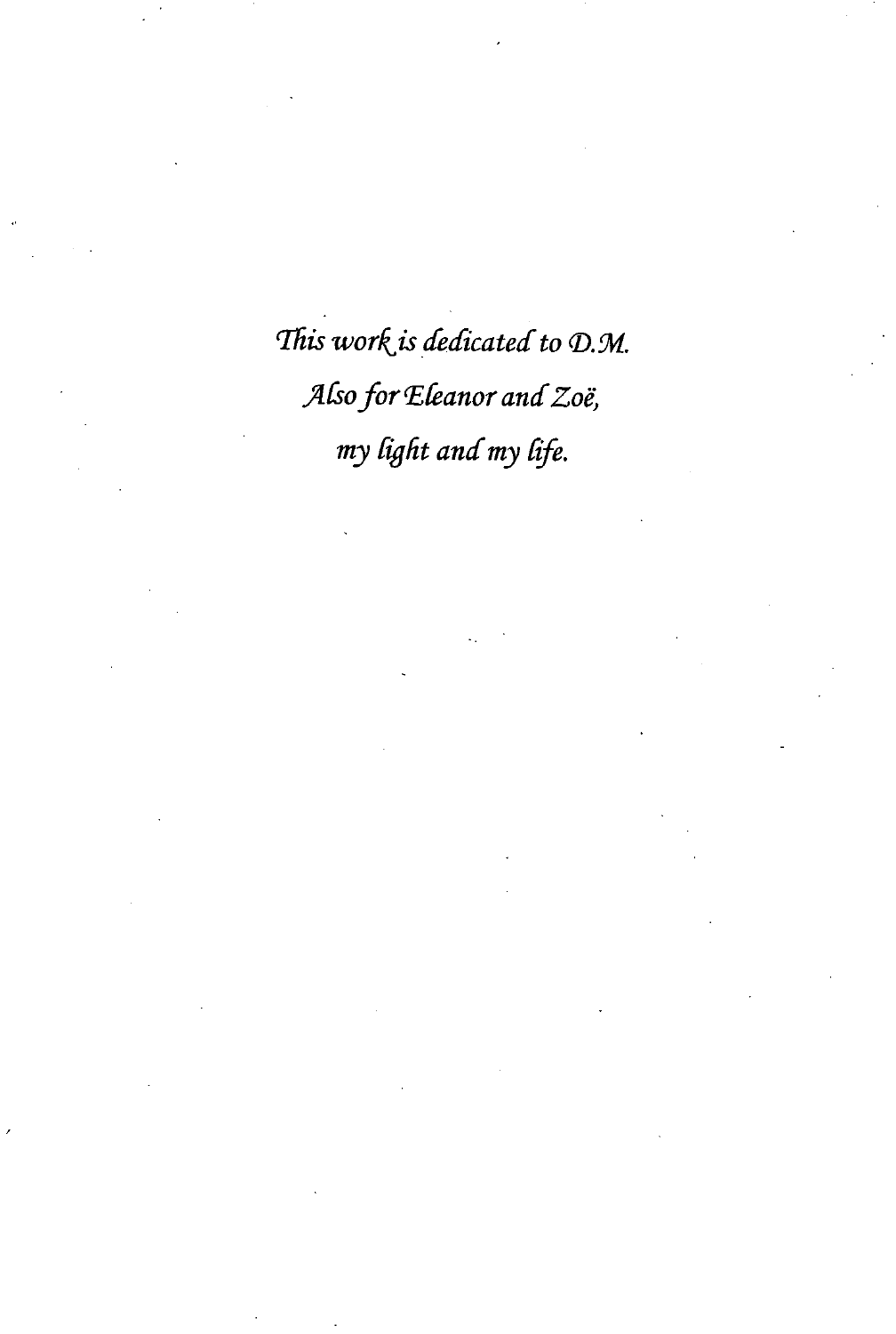*This work is dedicated to D.M.*

*Also for Eleanor and Zoë,*

*my light and my life.*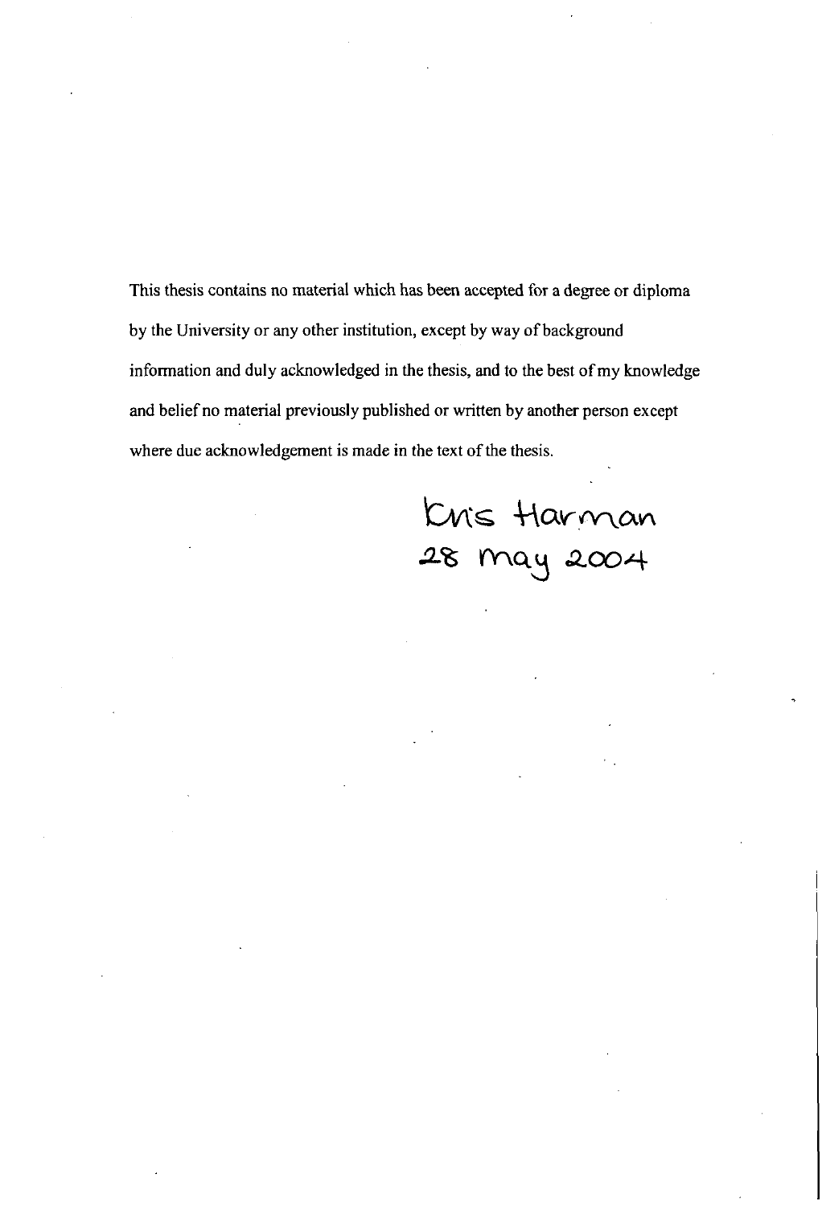This thesis contains no material which has been accepted for a degree or diploma by the University or any other institution, except by way of background information and duly acknowledged in the thesis, and to the best of my knowledge and belief no material previously published or written by another person except where due acknowledgement is made in the text of the thesis.

Kris Harman
28 May 2004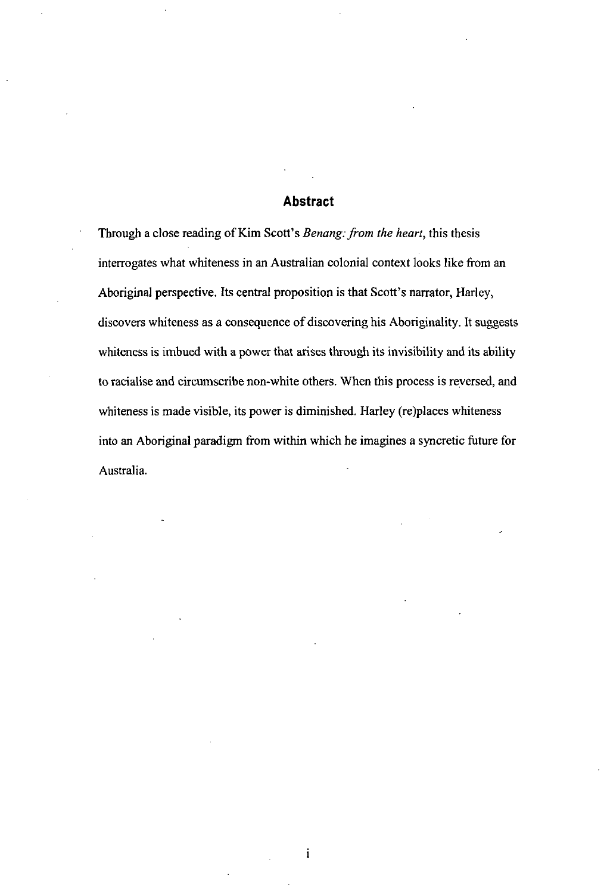## Abstract

Through a close reading of Kim Scott's *Benang: from the heart*, this thesis interrogates what whiteness in an Australian colonial context looks like from an Aboriginal perspective. Its central proposition is that Scott's narrator, Harley, discovers whiteness as a consequence of discovering his Aboriginality. It suggests whiteness is imbued with a power that arises through its invisibility and its ability to racialise and circumscribe non-white others. When this process is reversed, and whiteness is made visible, its power is diminished. Harley (re)places whiteness into an Aboriginal paradigm from within which he imagines a syncretic future for Australia.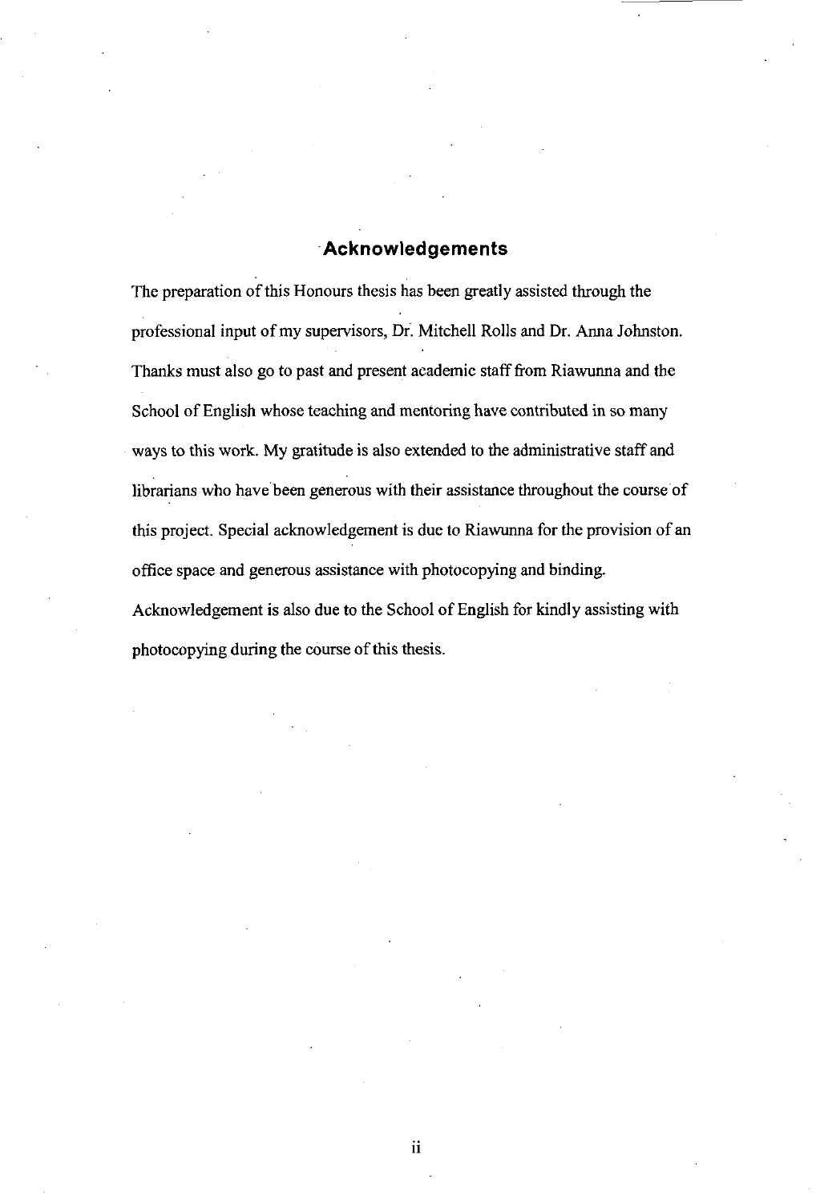# Acknowledgements

The preparation of this Honours thesis has been greatly assisted through the professional input of my supervisors, Dr. Mitchell Rolls and Dr. Anna Johnston. Thanks must also go to past and present academic staff from Riawunna and the School of English whose teaching and mentoring have contributed in so many ways to this work. My gratitude is also extended to the administrative staff and librarians who have been generous with their assistance throughout the course of this project. Special acknowledgement is due to Riawunna for the provision of an office space and generous assistance with photocopying and binding. Acknowledgement is also due to the School of English for kindly assisting with photocopying during the course of this thesis.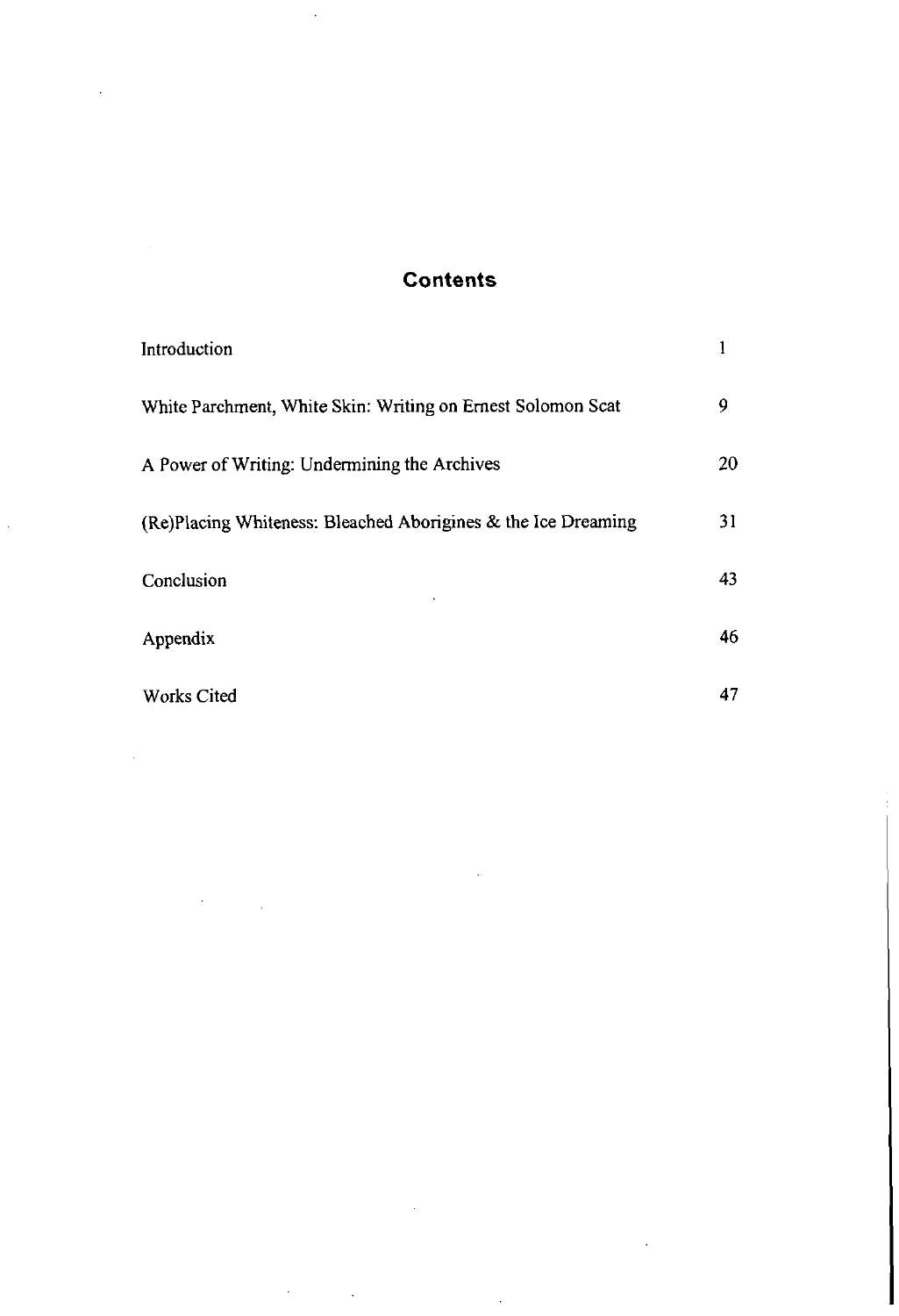# Contents

| | |
|---|---|
| Introduction | 1 |
| White Parchment, White Skin: Writing on Ernest Solomon Scat | 9 |
| A Power of Writing: Undermining the Archives | 20 |
| (Re)Placing Whiteness: Bleached Aborigines & the Ice Dreaming | 31 |
| Conclusion | 43 |
| Appendix | 46 |
| Works Cited | 47 |